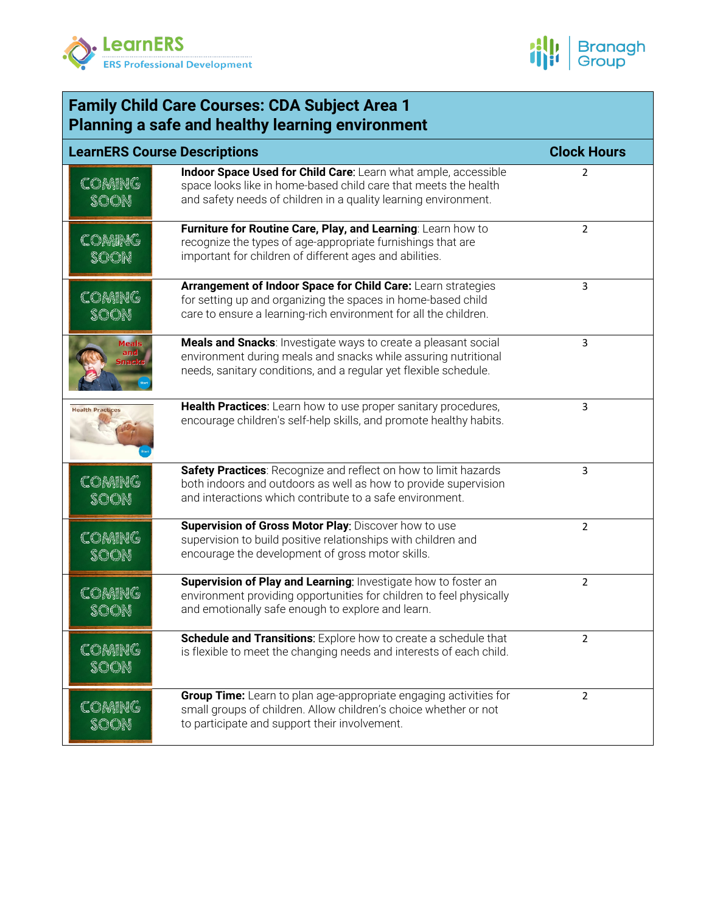# Family Child Care Courses: CDA Subject Area 1
## Planning a safe and healthy learning environment

| | LearnERS Course Descriptions | Clock Hours |
|---|---|---|
| COMING SOON | **Indoor Space Used for Child Care**: Learn what ample, accessible space looks like in home-based child care that meets the health and safety needs of children in a quality learning environment. | 2 |
| COMING SOON | **Furniture for Routine Care, Play, and Learning**: Learn how to recognize the types of age-appropriate furnishings that are important for children of different ages and abilities. | 2 |
| COMING SOON | **Arrangement of Indoor Space for Child Care:** Learn strategies for setting up and organizing the spaces in home-based child care to ensure a learning-rich environment for all the children. | 3 |
| Meals and Snacks | **Meals and Snacks**: Investigate ways to create a pleasant social environment during meals and snacks while assuring nutritional needs, sanitary conditions, and a regular yet flexible schedule. | 3 |
| Health Practices | **Health Practices**: Learn how to use proper sanitary procedures, encourage children's self-help skills, and promote healthy habits. | 3 |
| COMING SOON | **Safety Practices**: Recognize and reflect on how to limit hazards both indoors and outdoors as well as how to provide supervision and interactions which contribute to a safe environment. | 3 |
| COMING SOON | **Supervision of Gross Motor Play**: Discover how to use supervision to build positive relationships with children and encourage the development of gross motor skills. | 2 |
| COMING SOON | **Supervision of Play and Learning**: Investigate how to foster an environment providing opportunities for children to feel physically and emotionally safe enough to explore and learn. | 2 |
| COMING SOON | **Schedule and Transitions**: Explore how to create a schedule that is flexible to meet the changing needs and interests of each child. | 2 |
| COMING SOON | **Group Time:** Learn to plan age-appropriate engaging activities for small groups of children. Allow children's choice whether or not to participate and support their involvement. | 2 |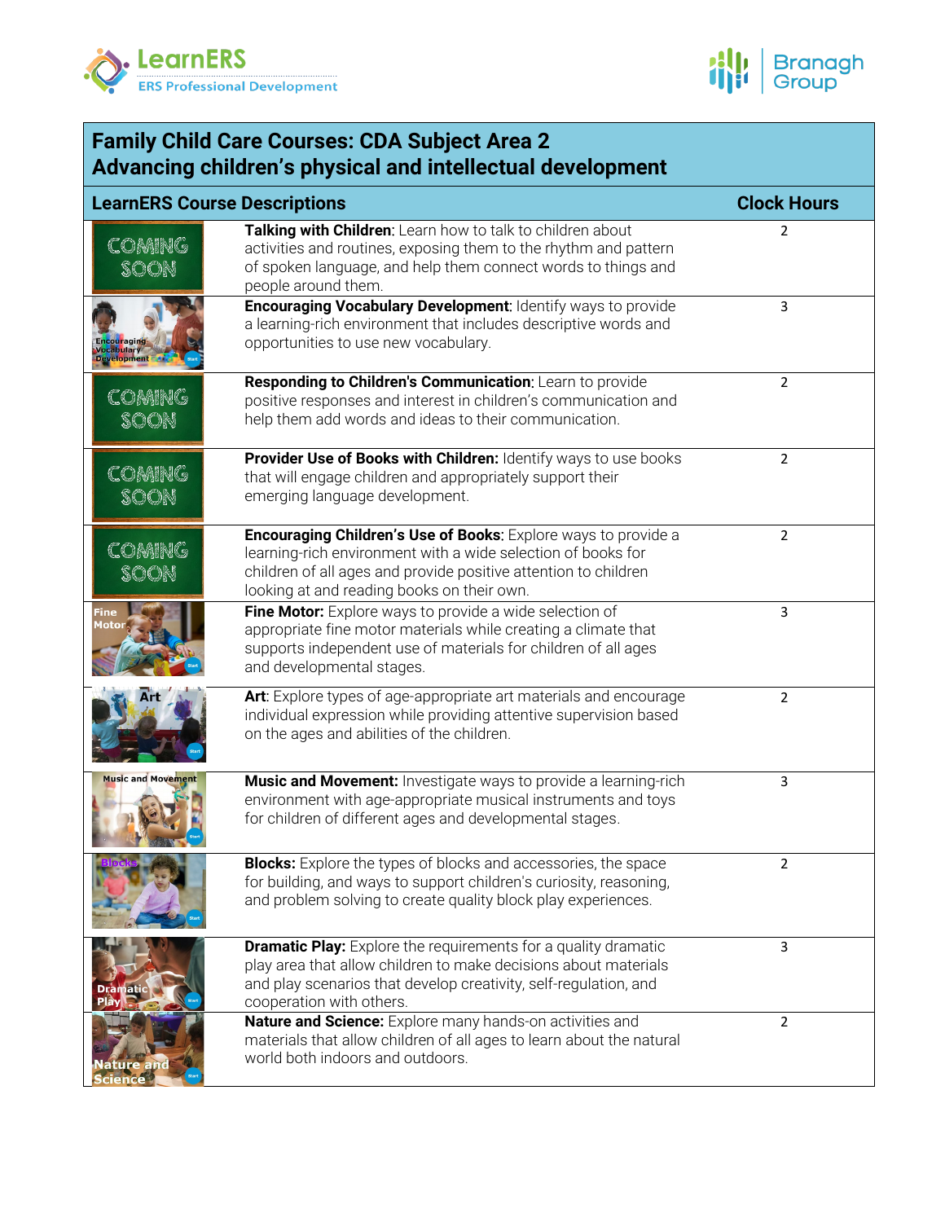# Family Child Care Courses: CDA Subject Area 2
## Advancing children's physical and intellectual development

| LearnERS Course Descriptions | Clock Hours |
|---|---|
| **Talking with Children**: Learn how to talk to children about activities and routines, exposing them to the rhythm and pattern of spoken language, and help them connect words to things and people around them. | 2 |
| **Encouraging Vocabulary Development**: Identify ways to provide a learning-rich environment that includes descriptive words and opportunities to use new vocabulary. | 3 |
| **Responding to Children's Communication**: Learn to provide positive responses and interest in children's communication and help them add words and ideas to their communication. | 2 |
| **Provider Use of Books with Children:** Identify ways to use books that will engage children and appropriately support their emerging language development. | 2 |
| **Encouraging Children's Use of Books**: Explore ways to provide a learning-rich environment with a wide selection of books for children of all ages and provide positive attention to children looking at and reading books on their own. | 2 |
| **Fine Motor:** Explore ways to provide a wide selection of appropriate fine motor materials while creating a climate that supports independent use of materials for children of all ages and developmental stages. | 3 |
| **Art**: Explore types of age-appropriate art materials and encourage individual expression while providing attentive supervision based on the ages and abilities of the children. | 2 |
| **Music and Movement:** Investigate ways to provide a learning-rich environment with age-appropriate musical instruments and toys for children of different ages and developmental stages. | 3 |
| **Blocks:** Explore the types of blocks and accessories, the space for building, and ways to support children's curiosity, reasoning, and problem solving to create quality block play experiences. | 2 |
| **Dramatic Play:** Explore the requirements for a quality dramatic play area that allow children to make decisions about materials and play scenarios that develop creativity, self-regulation, and cooperation with others. | 3 |
| **Nature and Science:** Explore many hands-on activities and materials that allow children of all ages to learn about the natural world both indoors and outdoors. | 2 |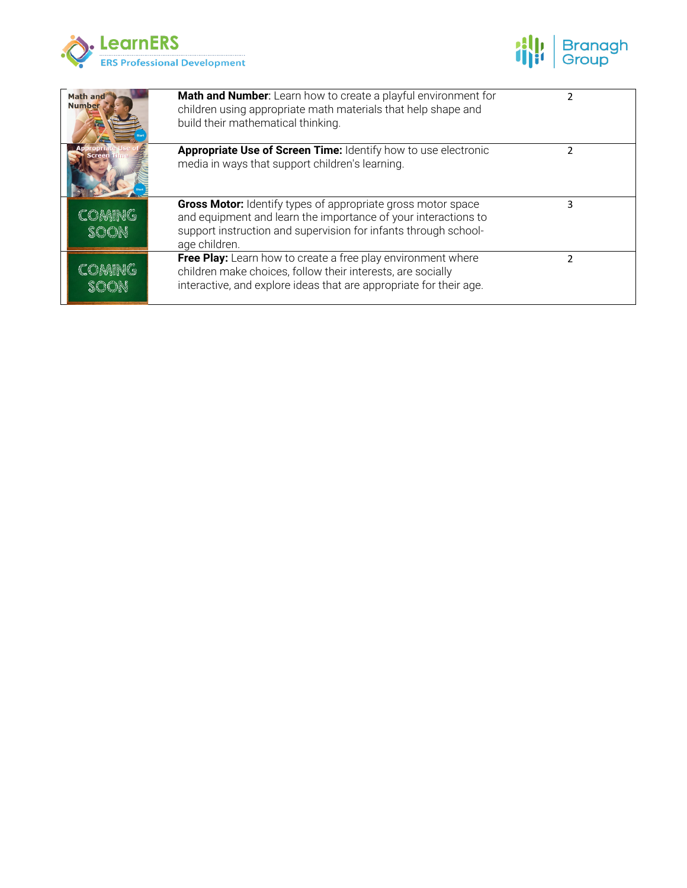| | | |
|---|---|---|
| Math and Number | **Math and Number**: Learn how to create a playful environment for children using appropriate math materials that help shape and build their mathematical thinking. | 2 |
| Appropriate Use of Screen Time | **Appropriate Use of Screen Time:** Identify how to use electronic media in ways that support children's learning. | 2 |
| COMING SOON | **Gross Motor:** Identify types of appropriate gross motor space and equipment and learn the importance of your interactions to support instruction and supervision for infants through school-age children. | 3 |
| COMING SOON | **Free Play:** Learn how to create a free play environment where children make choices, follow their interests, are socially interactive, and explore ideas that are appropriate for their age. | 2 |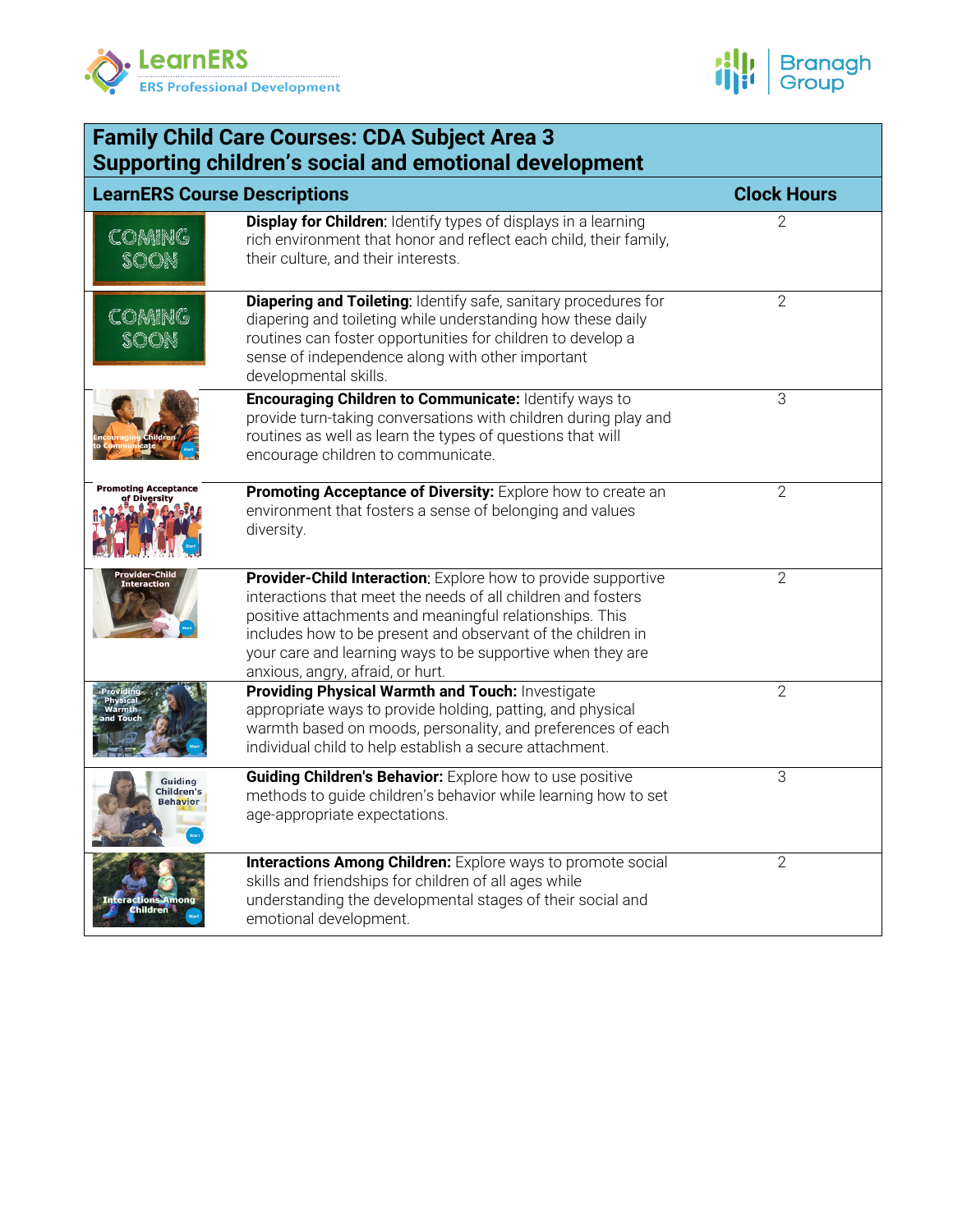## Family Child Care Courses: CDA Subject Area 3
## Supporting children's social and emotional development

| | LearnERS Course Descriptions | Clock Hours |
|---|---|---|
| COMING SOON | **Display for Children**: Identify types of displays in a learning rich environment that honor and reflect each child, their family, their culture, and their interests. | 2 |
| COMING SOON | **Diapering and Toileting**: Identify safe, sanitary procedures for diapering and toileting while understanding how these daily routines can foster opportunities for children to develop a sense of independence along with other important developmental skills. | 2 |
| Encouraging Children to Communicate | **Encouraging Children to Communicate:** Identify ways to provide turn-taking conversations with children during play and routines as well as learn the types of questions that will encourage children to communicate. | 3 |
| Promoting Acceptance of Diversity | **Promoting Acceptance of Diversity:** Explore how to create an environment that fosters a sense of belonging and values diversity. | 2 |
| Provider-Child Interaction | **Provider-Child Interaction**: Explore how to provide supportive interactions that meet the needs of all children and fosters positive attachments and meaningful relationships. This includes how to be present and observant of the children in your care and learning ways to be supportive when they are anxious, angry, afraid, or hurt. | 2 |
| Providing Physical Warmth and Touch | **Providing Physical Warmth and Touch:** Investigate appropriate ways to provide holding, patting, and physical warmth based on moods, personality, and preferences of each individual child to help establish a secure attachment. | 2 |
| Guiding Children's Behavior | **Guiding Children's Behavior:** Explore how to use positive methods to guide children's behavior while learning how to set age-appropriate expectations. | 3 |
| Interactions Among Children | **Interactions Among Children:** Explore ways to promote social skills and friendships for children of all ages while understanding the developmental stages of their social and emotional development. | 2 |